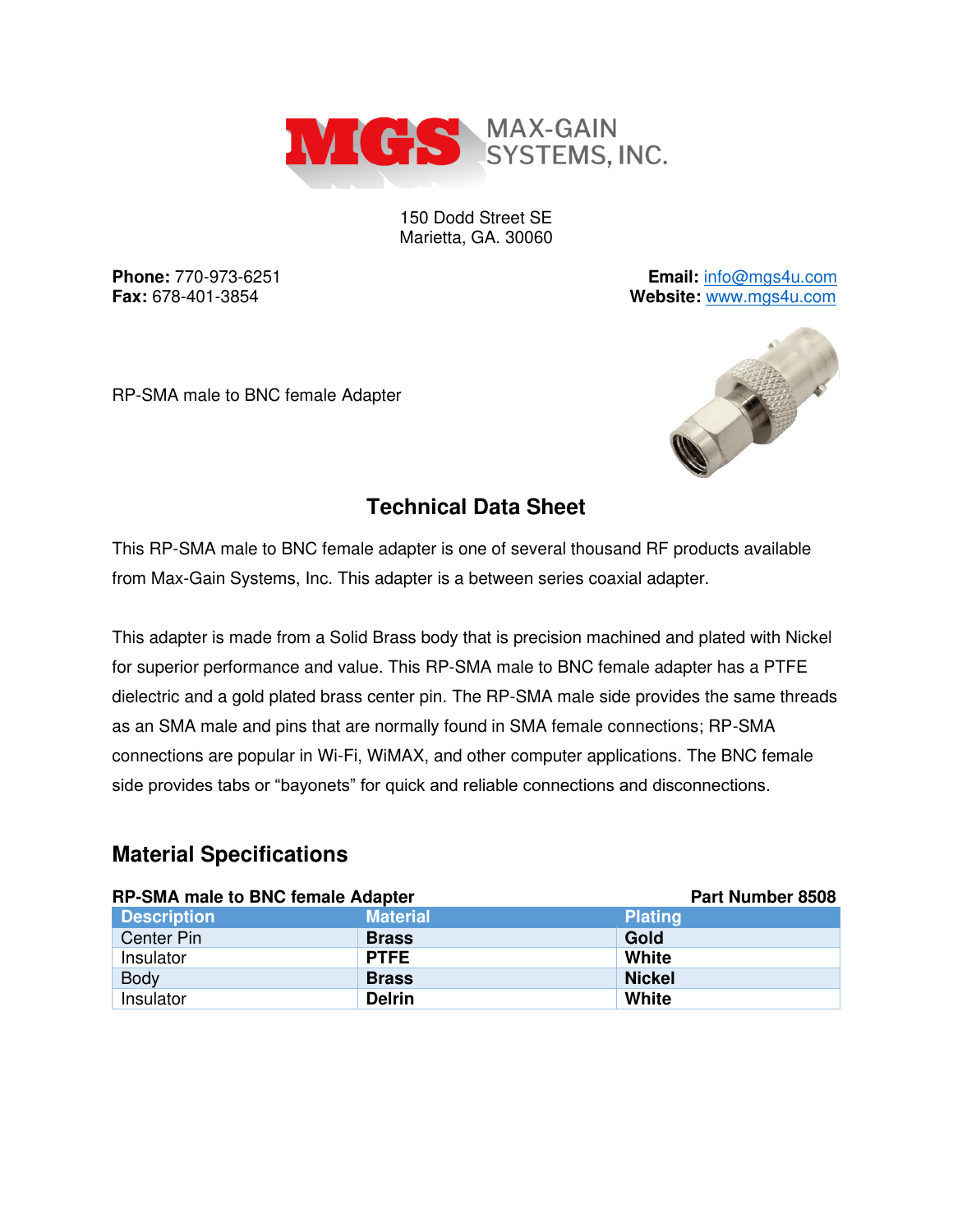MGS MAX-GAIN SYSTEMS, INC.

150 Dodd Street SE
Marietta, GA. 30060

**Phone:** 770-973-6251
**Fax:** 678-401-3854

**Email:** info@mgs4u.com
**Website:** www.mgs4u.com

RP-SMA male to BNC female Adapter

## Technical Data Sheet

This RP-SMA male to BNC female adapter is one of several thousand RF products available from Max-Gain Systems, Inc. This adapter is a between series coaxial adapter.

This adapter is made from a Solid Brass body that is precision machined and plated with Nickel for superior performance and value. This RP-SMA male to BNC female adapter has a PTFE dielectric and a gold plated brass center pin. The RP-SMA male side provides the same threads as an SMA male and pins that are normally found in SMA female connections; RP-SMA connections are popular in Wi-Fi, WiMAX, and other computer applications. The BNC female side provides tabs or "bayonets" for quick and reliable connections and disconnections.

## Material Specifications

**RP-SMA male to BNC female Adapter** — **Part Number 8508**

| Description | Material | Plating |
|---|---|---|
| Center Pin | **Brass** | **Gold** |
| Insulator | **PTFE** | **White** |
| Body | **Brass** | **Nickel** |
| Insulator | **Delrin** | **White** |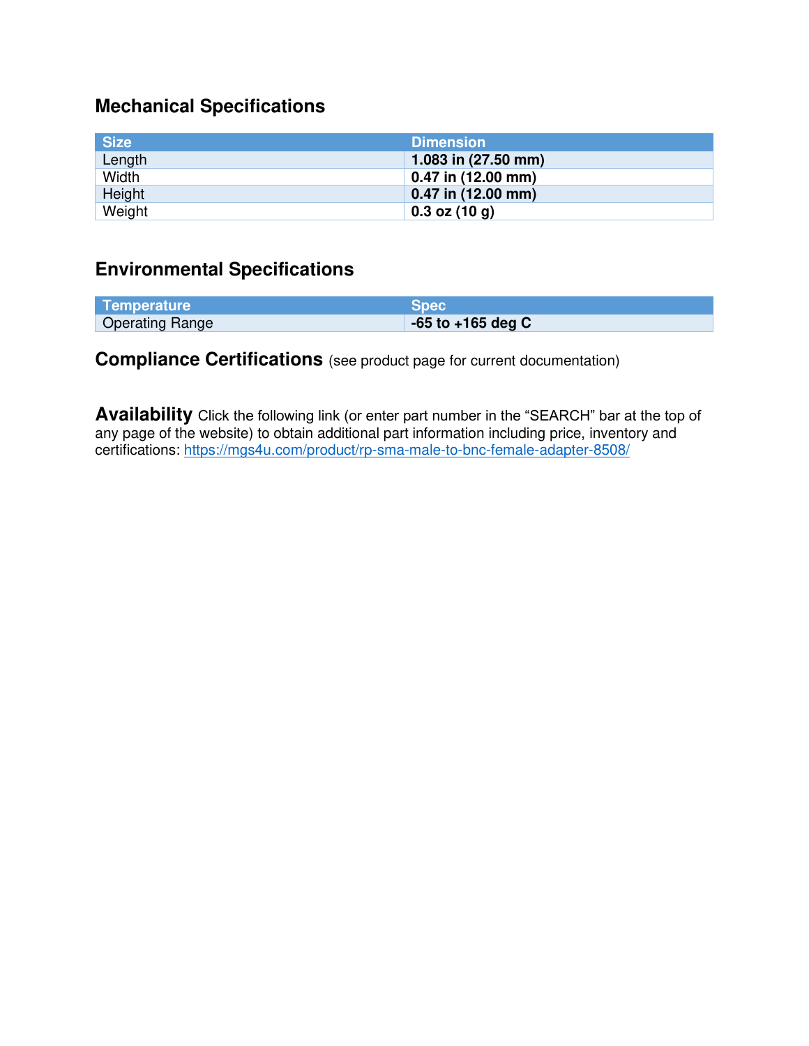## Mechanical Specifications

| Size | Dimension |
| --- | --- |
| Length | **1.083 in (27.50 mm)** |
| Width | **0.47 in (12.00 mm)** |
| Height | **0.47 in (12.00 mm)** |
| Weight | **0.3 oz (10 g)** |

## Environmental Specifications

| Temperature | Spec |
| --- | --- |
| Operating Range | **-65 to +165 deg C** |

**Compliance Certifications** (see product page for current documentation)

**Availability** Click the following link (or enter part number in the “SEARCH” bar at the top of any page of the website) to obtain additional part information including price, inventory and certifications: https://mgs4u.com/product/rp-sma-male-to-bnc-female-adapter-8508/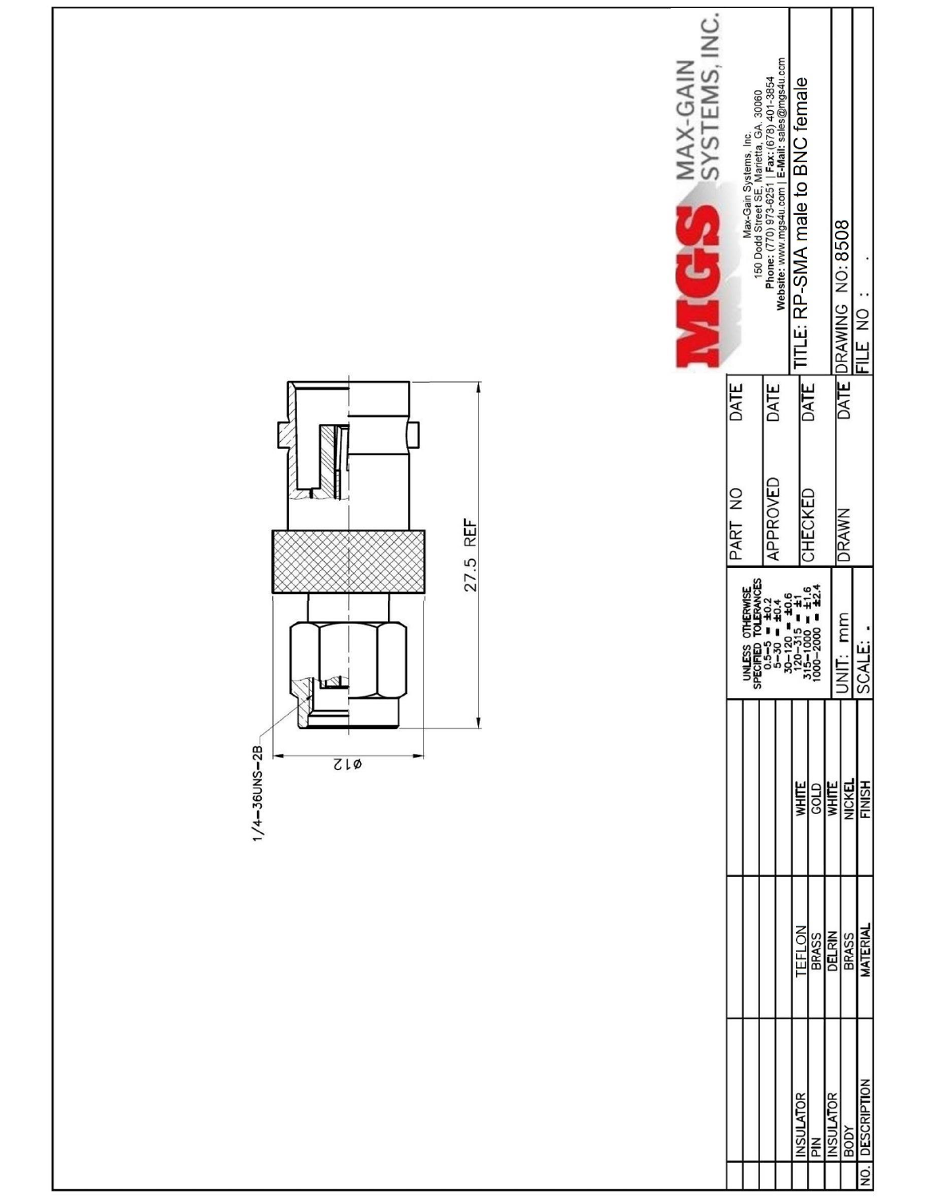1/4—36UNS—2B

ø12

27.5 REF

| NO. | DESCRIPTION | MATERIAL | FINISH |
| --- | --- | --- | --- |
| | BODY | BRASS | NICKEL |
| | INSULATOR | DELRIN | WHITE |
| | PIN | BRASS | GOLD |
| | INSULATOR | TEFLON | WHITE |

UNLESS OTHERWISE SPECIFIED TOLERANCES
0.5–5 = ±0.2
5–30 = ±0.4
30–120 = ±0.6
120–315 = ±1
315–1000 = ±1.6
1000–2000 = ±2.4

UNIT: mm

SCALE: .

| | |
| --- | --- |
| PART NO | DATE |
| APPROVED | DATE |
| CHECKED | DATE |
| DRAWN | DATE |

**MGS** MAX-GAIN SYSTEMS, INC.

Max-Gain Systems, Inc.
150 Dodd Street SE, Marietta, GA 30060
**Phone:** (770) 973-6251 | **Fax:** (678) 401-3854
**Website:** www.mgs4u.com | **E-Mail:** sales@mgs4u.com

TITLE: RP-SMA male to BNC female

DRAWING NO: 8508

FILE NO : .